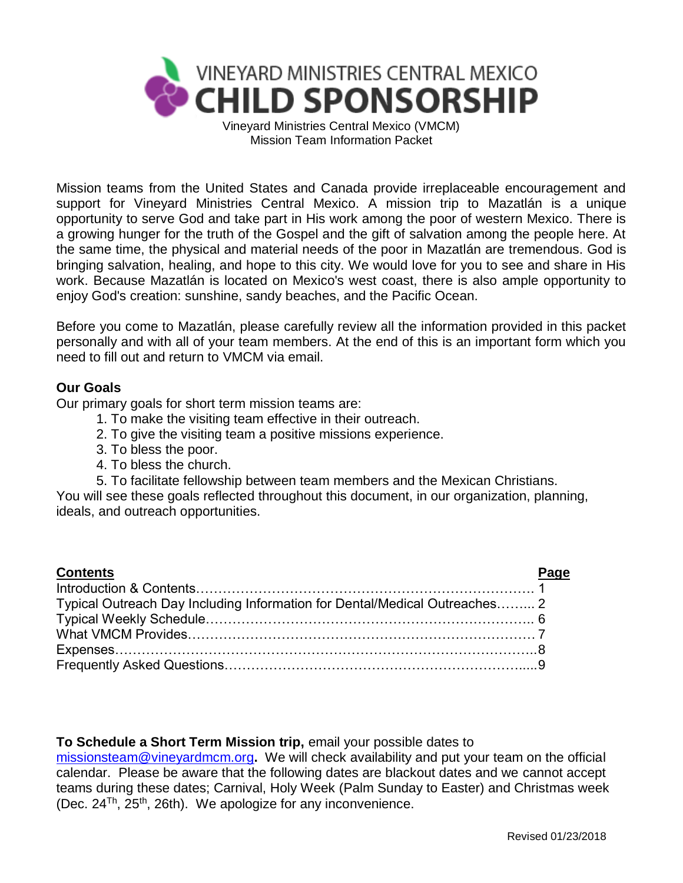# VINEYARD MINISTRIES CENTRAL MEXICO CHILD SPONSORSHIP

Vineyard Ministries Central Mexico (VMCM)
Mission Team Information Packet

Mission teams from the United States and Canada provide irreplaceable encouragement and support for Vineyard Ministries Central Mexico. A mission trip to Mazatlán is a unique opportunity to serve God and take part in His work among the poor of western Mexico. There is a growing hunger for the truth of the Gospel and the gift of salvation among the people here. At the same time, the physical and material needs of the poor in Mazatlán are tremendous. God is bringing salvation, healing, and hope to this city. We would love for you to see and share in His work. Because Mazatlán is located on Mexico's west coast, there is also ample opportunity to enjoy God's creation: sunshine, sandy beaches, and the Pacific Ocean.

Before you come to Mazatlán, please carefully review all the information provided in this packet personally and with all of your team members. At the end of this is an important form which you need to fill out and return to VMCM via email.

**Our Goals**

Our primary goals for short term mission teams are:

1. To make the visiting team effective in their outreach.
2. To give the visiting team a positive missions experience.
3. To bless the poor.
4. To bless the church.
5. To facilitate fellowship between team members and the Mexican Christians.

You will see these goals reflected throughout this document, in our organization, planning, ideals, and outreach opportunities.

| **Contents** | **Page** |
|---|---|
| Introduction & Contents | 1 |
| Typical Outreach Day Including Information for Dental/Medical Outreaches | 2 |
| Typical Weekly Schedule | 6 |
| What VMCM Provides | 7 |
| Expenses | 8 |
| Frequently Asked Questions | 9 |

**To Schedule a Short Term Mission trip,** email your possible dates to missionsteam@vineyardmcm.org**.** We will check availability and put your team on the official calendar. Please be aware that the following dates are blackout dates and we cannot accept teams during these dates; Carnival, Holy Week (Palm Sunday to Easter) and Christmas week (Dec. 24Th, 25th, 26th). We apologize for any inconvenience.

Revised 01/23/2018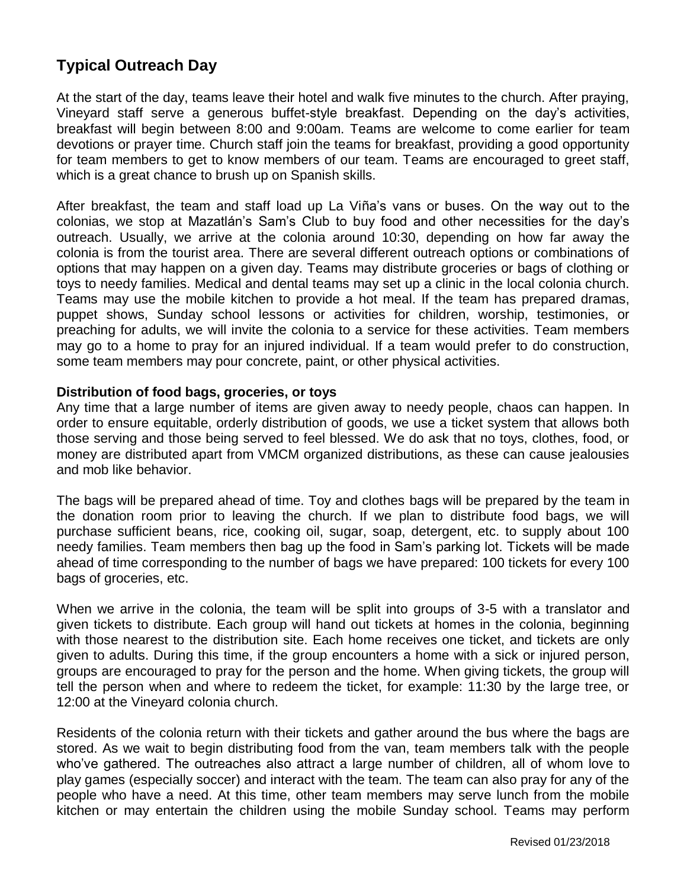## Typical Outreach Day

At the start of the day, teams leave their hotel and walk five minutes to the church. After praying, Vineyard staff serve a generous buffet-style breakfast. Depending on the day's activities, breakfast will begin between 8:00 and 9:00am. Teams are welcome to come earlier for team devotions or prayer time. Church staff join the teams for breakfast, providing a good opportunity for team members to get to know members of our team. Teams are encouraged to greet staff, which is a great chance to brush up on Spanish skills.

After breakfast, the team and staff load up La Viña's vans or buses. On the way out to the colonias, we stop at Mazatlán's Sam's Club to buy food and other necessities for the day's outreach. Usually, we arrive at the colonia around 10:30, depending on how far away the colonia is from the tourist area. There are several different outreach options or combinations of options that may happen on a given day. Teams may distribute groceries or bags of clothing or toys to needy families. Medical and dental teams may set up a clinic in the local colonia church. Teams may use the mobile kitchen to provide a hot meal. If the team has prepared dramas, puppet shows, Sunday school lessons or activities for children, worship, testimonies, or preaching for adults, we will invite the colonia to a service for these activities. Team members may go to a home to pray for an injured individual. If a team would prefer to do construction, some team members may pour concrete, paint, or other physical activities.

**Distribution of food bags, groceries, or toys**

Any time that a large number of items are given away to needy people, chaos can happen. In order to ensure equitable, orderly distribution of goods, we use a ticket system that allows both those serving and those being served to feel blessed. We do ask that no toys, clothes, food, or money are distributed apart from VMCM organized distributions, as these can cause jealousies and mob like behavior.

The bags will be prepared ahead of time. Toy and clothes bags will be prepared by the team in the donation room prior to leaving the church. If we plan to distribute food bags, we will purchase sufficient beans, rice, cooking oil, sugar, soap, detergent, etc. to supply about 100 needy families. Team members then bag up the food in Sam's parking lot. Tickets will be made ahead of time corresponding to the number of bags we have prepared: 100 tickets for every 100 bags of groceries, etc.

When we arrive in the colonia, the team will be split into groups of 3-5 with a translator and given tickets to distribute. Each group will hand out tickets at homes in the colonia, beginning with those nearest to the distribution site. Each home receives one ticket, and tickets are only given to adults. During this time, if the group encounters a home with a sick or injured person, groups are encouraged to pray for the person and the home. When giving tickets, the group will tell the person when and where to redeem the ticket, for example: 11:30 by the large tree, or 12:00 at the Vineyard colonia church.

Residents of the colonia return with their tickets and gather around the bus where the bags are stored. As we wait to begin distributing food from the van, team members talk with the people who've gathered. The outreaches also attract a large number of children, all of whom love to play games (especially soccer) and interact with the team. The team can also pray for any of the people who have a need. At this time, other team members may serve lunch from the mobile kitchen or may entertain the children using the mobile Sunday school. Teams may perform

Revised 01/23/2018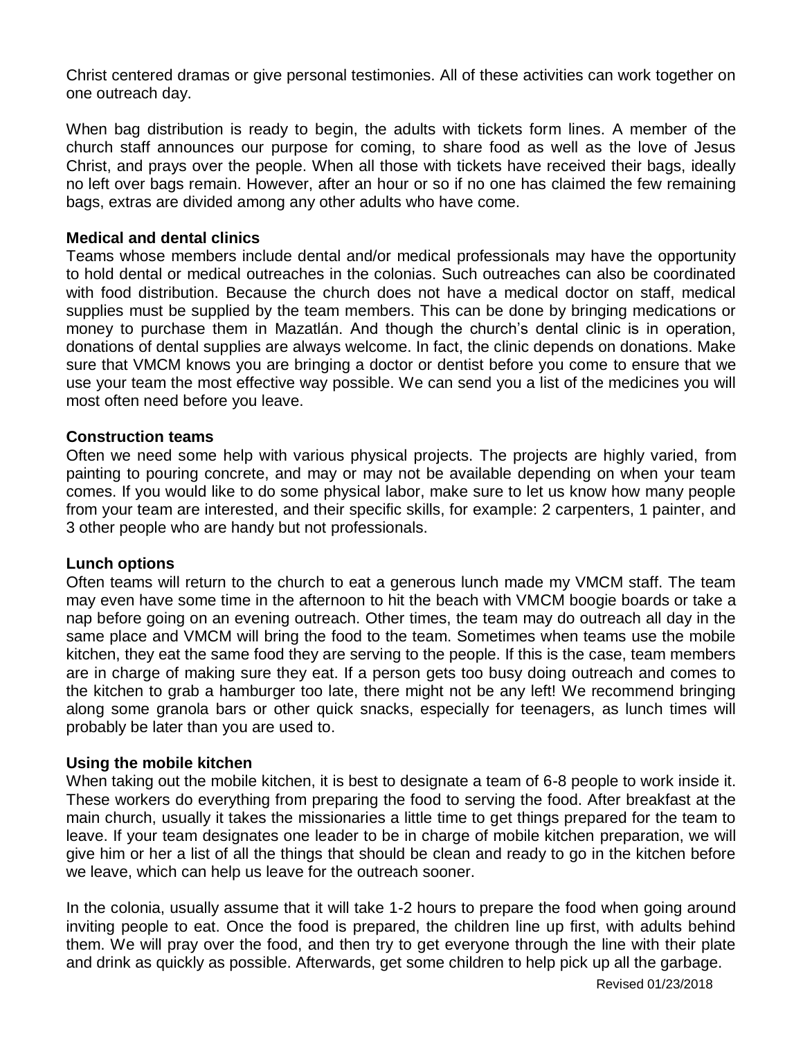Christ centered dramas or give personal testimonies. All of these activities can work together on one outreach day.

When bag distribution is ready to begin, the adults with tickets form lines. A member of the church staff announces our purpose for coming, to share food as well as the love of Jesus Christ, and prays over the people. When all those with tickets have received their bags, ideally no left over bags remain. However, after an hour or so if no one has claimed the few remaining bags, extras are divided among any other adults who have come.

**Medical and dental clinics**

Teams whose members include dental and/or medical professionals may have the opportunity to hold dental or medical outreaches in the colonias. Such outreaches can also be coordinated with food distribution. Because the church does not have a medical doctor on staff, medical supplies must be supplied by the team members. This can be done by bringing medications or money to purchase them in Mazatlán. And though the church's dental clinic is in operation, donations of dental supplies are always welcome. In fact, the clinic depends on donations. Make sure that VMCM knows you are bringing a doctor or dentist before you come to ensure that we use your team the most effective way possible. We can send you a list of the medicines you will most often need before you leave.

**Construction teams**

Often we need some help with various physical projects. The projects are highly varied, from painting to pouring concrete, and may or may not be available depending on when your team comes. If you would like to do some physical labor, make sure to let us know how many people from your team are interested, and their specific skills, for example: 2 carpenters, 1 painter, and 3 other people who are handy but not professionals.

**Lunch options**

Often teams will return to the church to eat a generous lunch made my VMCM staff. The team may even have some time in the afternoon to hit the beach with VMCM boogie boards or take a nap before going on an evening outreach. Other times, the team may do outreach all day in the same place and VMCM will bring the food to the team. Sometimes when teams use the mobile kitchen, they eat the same food they are serving to the people. If this is the case, team members are in charge of making sure they eat. If a person gets too busy doing outreach and comes to the kitchen to grab a hamburger too late, there might not be any left! We recommend bringing along some granola bars or other quick snacks, especially for teenagers, as lunch times will probably be later than you are used to.

**Using the mobile kitchen**

When taking out the mobile kitchen, it is best to designate a team of 6-8 people to work inside it. These workers do everything from preparing the food to serving the food. After breakfast at the main church, usually it takes the missionaries a little time to get things prepared for the team to leave. If your team designates one leader to be in charge of mobile kitchen preparation, we will give him or her a list of all the things that should be clean and ready to go in the kitchen before we leave, which can help us leave for the outreach sooner.

In the colonia, usually assume that it will take 1-2 hours to prepare the food when going around inviting people to eat. Once the food is prepared, the children line up first, with adults behind them. We will pray over the food, and then try to get everyone through the line with their plate and drink as quickly as possible. Afterwards, get some children to help pick up all the garbage.

Revised 01/23/2018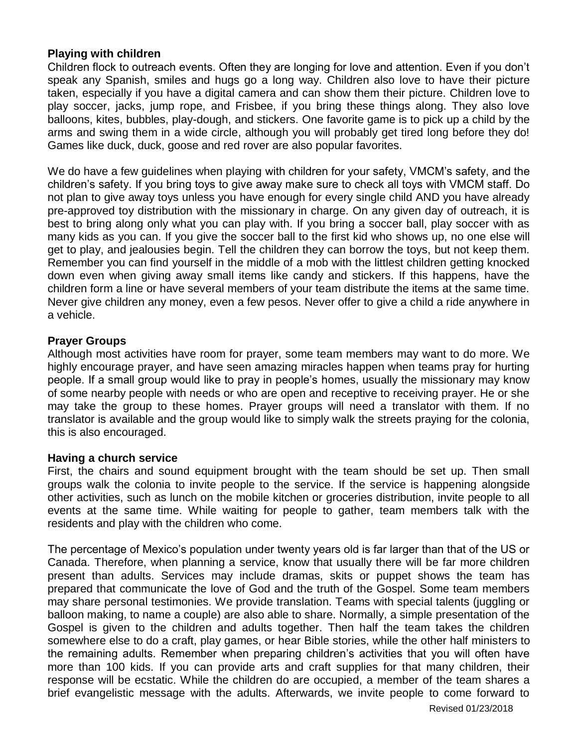**Playing with children**

Children flock to outreach events. Often they are longing for love and attention. Even if you don't speak any Spanish, smiles and hugs go a long way. Children also love to have their picture taken, especially if you have a digital camera and can show them their picture. Children love to play soccer, jacks, jump rope, and Frisbee, if you bring these things along. They also love balloons, kites, bubbles, play-dough, and stickers. One favorite game is to pick up a child by the arms and swing them in a wide circle, although you will probably get tired long before they do! Games like duck, duck, goose and red rover are also popular favorites.

We do have a few guidelines when playing with children for your safety, VMCM's safety, and the children's safety. If you bring toys to give away make sure to check all toys with VMCM staff. Do not plan to give away toys unless you have enough for every single child AND you have already pre-approved toy distribution with the missionary in charge. On any given day of outreach, it is best to bring along only what you can play with. If you bring a soccer ball, play soccer with as many kids as you can. If you give the soccer ball to the first kid who shows up, no one else will get to play, and jealousies begin. Tell the children they can borrow the toys, but not keep them. Remember you can find yourself in the middle of a mob with the littlest children getting knocked down even when giving away small items like candy and stickers. If this happens, have the children form a line or have several members of your team distribute the items at the same time. Never give children any money, even a few pesos. Never offer to give a child a ride anywhere in a vehicle.

**Prayer Groups**

Although most activities have room for prayer, some team members may want to do more. We highly encourage prayer, and have seen amazing miracles happen when teams pray for hurting people. If a small group would like to pray in people's homes, usually the missionary may know of some nearby people with needs or who are open and receptive to receiving prayer. He or she may take the group to these homes. Prayer groups will need a translator with them. If no translator is available and the group would like to simply walk the streets praying for the colonia, this is also encouraged.

**Having a church service**

First, the chairs and sound equipment brought with the team should be set up. Then small groups walk the colonia to invite people to the service. If the service is happening alongside other activities, such as lunch on the mobile kitchen or groceries distribution, invite people to all events at the same time. While waiting for people to gather, team members talk with the residents and play with the children who come.

The percentage of Mexico's population under twenty years old is far larger than that of the US or Canada. Therefore, when planning a service, know that usually there will be far more children present than adults. Services may include dramas, skits or puppet shows the team has prepared that communicate the love of God and the truth of the Gospel. Some team members may share personal testimonies. We provide translation. Teams with special talents (juggling or balloon making, to name a couple) are also able to share. Normally, a simple presentation of the Gospel is given to the children and adults together. Then half the team takes the children somewhere else to do a craft, play games, or hear Bible stories, while the other half ministers to the remaining adults. Remember when preparing children's activities that you will often have more than 100 kids. If you can provide arts and craft supplies for that many children, their response will be ecstatic. While the children do are occupied, a member of the team shares a brief evangelistic message with the adults. Afterwards, we invite people to come forward to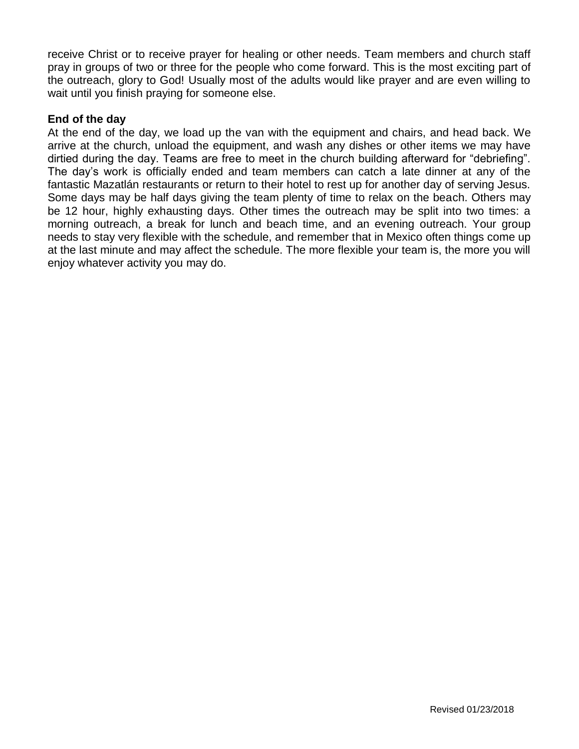receive Christ or to receive prayer for healing or other needs. Team members and church staff pray in groups of two or three for the people who come forward. This is the most exciting part of the outreach, glory to God! Usually most of the adults would like prayer and are even willing to wait until you finish praying for someone else.

**End of the day**

At the end of the day, we load up the van with the equipment and chairs, and head back. We arrive at the church, unload the equipment, and wash any dishes or other items we may have dirtied during the day. Teams are free to meet in the church building afterward for "debriefing". The day's work is officially ended and team members can catch a late dinner at any of the fantastic Mazatlán restaurants or return to their hotel to rest up for another day of serving Jesus. Some days may be half days giving the team plenty of time to relax on the beach. Others may be 12 hour, highly exhausting days. Other times the outreach may be split into two times: a morning outreach, a break for lunch and beach time, and an evening outreach. Your group needs to stay very flexible with the schedule, and remember that in Mexico often things come up at the last minute and may affect the schedule. The more flexible your team is, the more you will enjoy whatever activity you may do.

Revised 01/23/2018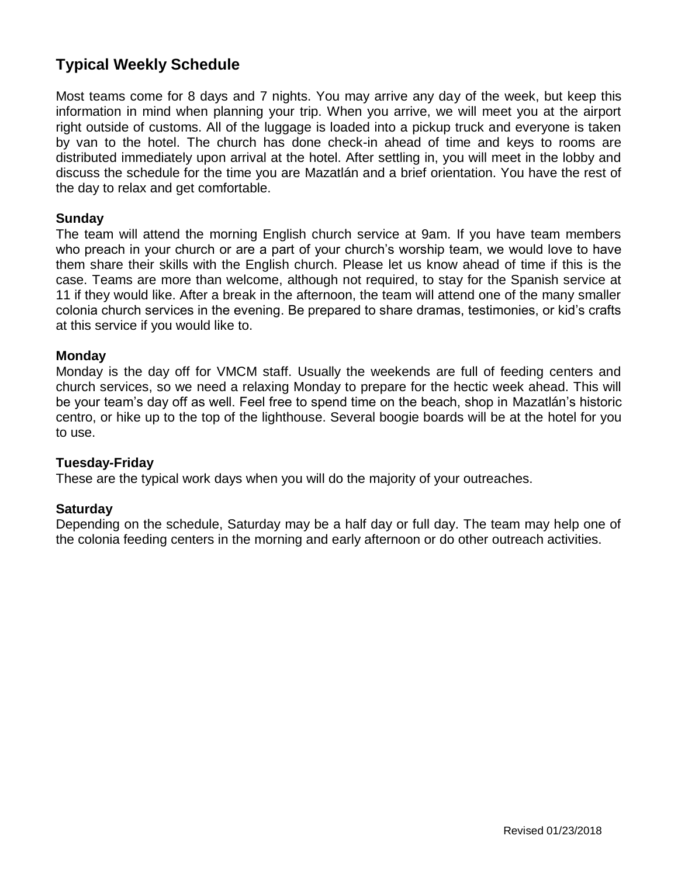## Typical Weekly Schedule

Most teams come for 8 days and 7 nights. You may arrive any day of the week, but keep this information in mind when planning your trip. When you arrive, we will meet you at the airport right outside of customs. All of the luggage is loaded into a pickup truck and everyone is taken by van to the hotel. The church has done check-in ahead of time and keys to rooms are distributed immediately upon arrival at the hotel. After settling in, you will meet in the lobby and discuss the schedule for the time you are Mazatlán and a brief orientation. You have the rest of the day to relax and get comfortable.

### Sunday

The team will attend the morning English church service at 9am. If you have team members who preach in your church or are a part of your church's worship team, we would love to have them share their skills with the English church. Please let us know ahead of time if this is the case. Teams are more than welcome, although not required, to stay for the Spanish service at 11 if they would like. After a break in the afternoon, the team will attend one of the many smaller colonia church services in the evening. Be prepared to share dramas, testimonies, or kid's crafts at this service if you would like to.

### Monday

Monday is the day off for VMCM staff. Usually the weekends are full of feeding centers and church services, so we need a relaxing Monday to prepare for the hectic week ahead. This will be your team's day off as well. Feel free to spend time on the beach, shop in Mazatlán's historic centro, or hike up to the top of the lighthouse. Several boogie boards will be at the hotel for you to use.

### Tuesday-Friday

These are the typical work days when you will do the majority of your outreaches.

### Saturday

Depending on the schedule, Saturday may be a half day or full day. The team may help one of the colonia feeding centers in the morning and early afternoon or do other outreach activities.

Revised 01/23/2018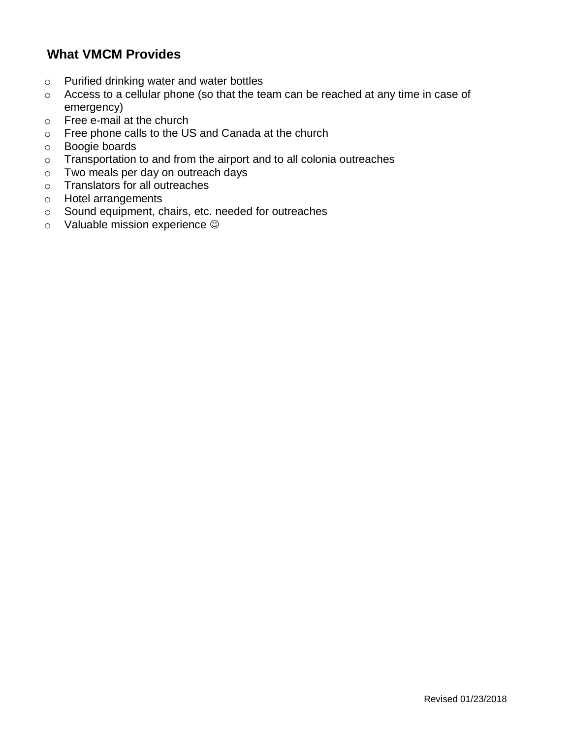## What VMCM Provides

- Purified drinking water and water bottles
- Access to a cellular phone (so that the team can be reached at any time in case of emergency)
- Free e-mail at the church
- Free phone calls to the US and Canada at the church
- Boogie boards
- Transportation to and from the airport and to all colonia outreaches
- Two meals per day on outreach days
- Translators for all outreaches
- Hotel arrangements
- Sound equipment, chairs, etc. needed for outreaches
- Valuable mission experience ☺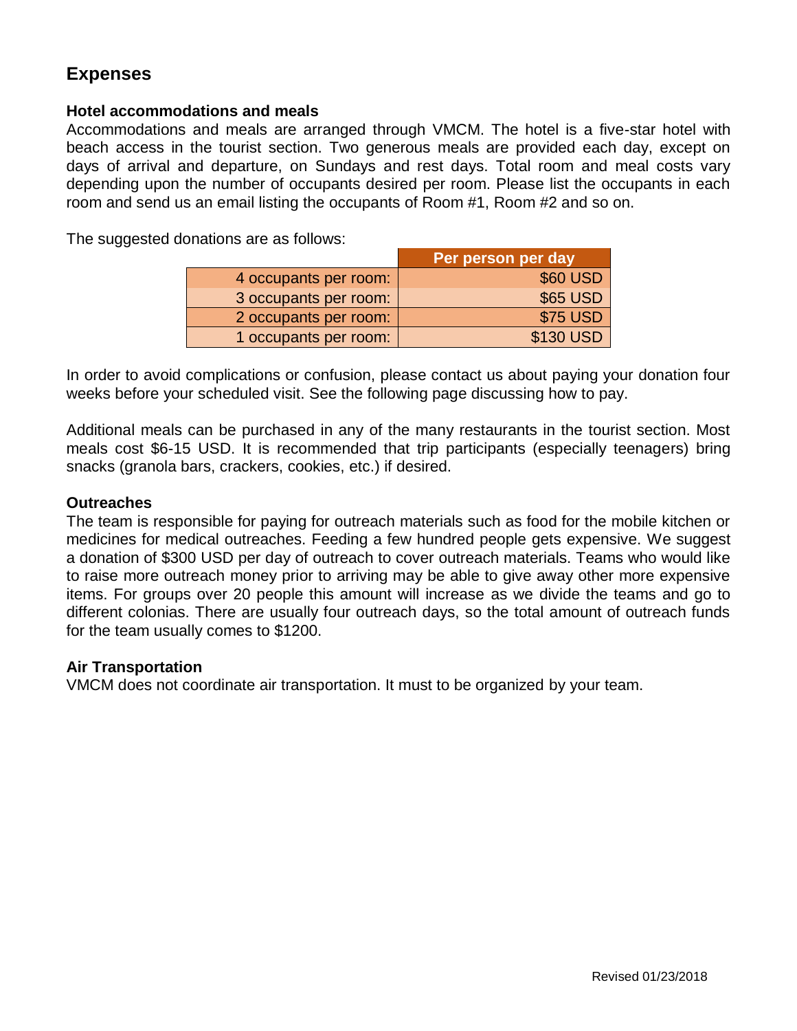## Expenses

### Hotel accommodations and meals

Accommodations and meals are arranged through VMCM. The hotel is a five-star hotel with beach access in the tourist section. Two generous meals are provided each day, except on days of arrival and departure, on Sundays and rest days. Total room and meal costs vary depending upon the number of occupants desired per room. Please list the occupants in each room and send us an email listing the occupants of Room #1, Room #2 and so on.

The suggested donations are as follows:

| | Per person per day |
|---|---|
| 4 occupants per room: | $60 USD |
| 3 occupants per room: | $65 USD |
| 2 occupants per room: | $75 USD |
| 1 occupants per room: | $130 USD |

In order to avoid complications or confusion, please contact us about paying your donation four weeks before your scheduled visit. See the following page discussing how to pay.

Additional meals can be purchased in any of the many restaurants in the tourist section. Most meals cost $6-15 USD. It is recommended that trip participants (especially teenagers) bring snacks (granola bars, crackers, cookies, etc.) if desired.

### Outreaches

The team is responsible for paying for outreach materials such as food for the mobile kitchen or medicines for medical outreaches. Feeding a few hundred people gets expensive. We suggest a donation of $300 USD per day of outreach to cover outreach materials. Teams who would like to raise more outreach money prior to arriving may be able to give away other more expensive items. For groups over 20 people this amount will increase as we divide the teams and go to different colonias. There are usually four outreach days, so the total amount of outreach funds for the team usually comes to $1200.

### Air Transportation

VMCM does not coordinate air transportation. It must to be organized by your team.

Revised 01/23/2018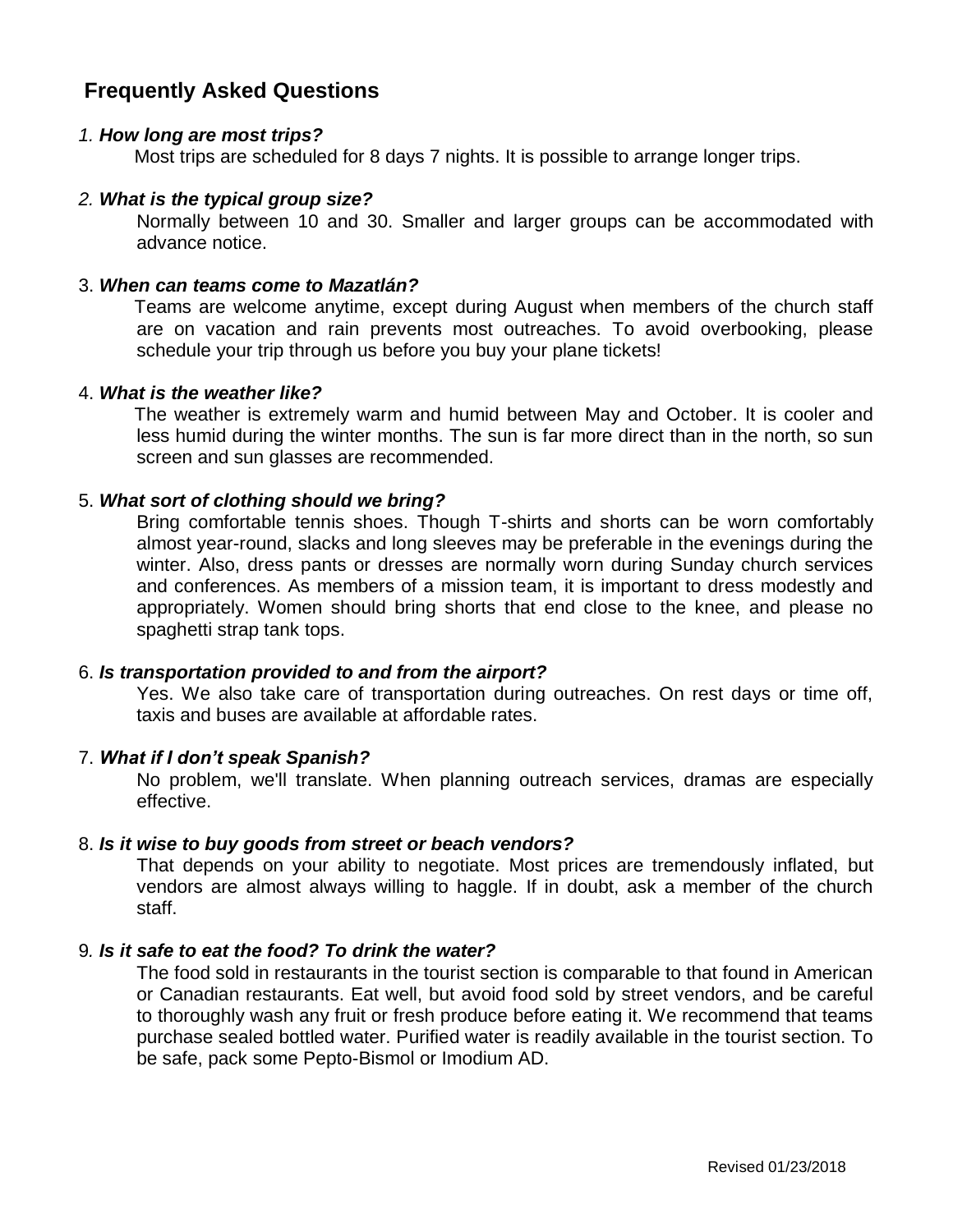## Frequently Asked Questions

*1.* ***How long are most trips?***

Most trips are scheduled for 8 days 7 nights. It is possible to arrange longer trips.

*2.* ***What is the typical group size?***

Normally between 10 and 30. Smaller and larger groups can be accommodated with advance notice.

3. ***When can teams come to Mazatlán?***

Teams are welcome anytime, except during August when members of the church staff are on vacation and rain prevents most outreaches. To avoid overbooking, please schedule your trip through us before you buy your plane tickets!

4. ***What is the weather like?***

The weather is extremely warm and humid between May and October. It is cooler and less humid during the winter months. The sun is far more direct than in the north, so sun screen and sun glasses are recommended.

5. ***What sort of clothing should we bring?***

Bring comfortable tennis shoes. Though T-shirts and shorts can be worn comfortably almost year-round, slacks and long sleeves may be preferable in the evenings during the winter. Also, dress pants or dresses are normally worn during Sunday church services and conferences. As members of a mission team, it is important to dress modestly and appropriately. Women should bring shorts that end close to the knee, and please no spaghetti strap tank tops.

6. ***Is transportation provided to and from the airport?***

Yes. We also take care of transportation during outreaches. On rest days or time off, taxis and buses are available at affordable rates.

7. ***What if I don't speak Spanish?***

No problem, we'll translate. When planning outreach services, dramas are especially effective.

8. ***Is it wise to buy goods from street or beach vendors?***

That depends on your ability to negotiate. Most prices are tremendously inflated, but vendors are almost always willing to haggle. If in doubt, ask a member of the church staff.

9*.* ***Is it safe to eat the food? To drink the water?***

The food sold in restaurants in the tourist section is comparable to that found in American or Canadian restaurants. Eat well, but avoid food sold by street vendors, and be careful to thoroughly wash any fruit or fresh produce before eating it. We recommend that teams purchase sealed bottled water. Purified water is readily available in the tourist section. To be safe, pack some Pepto-Bismol or Imodium AD.

Revised 01/23/2018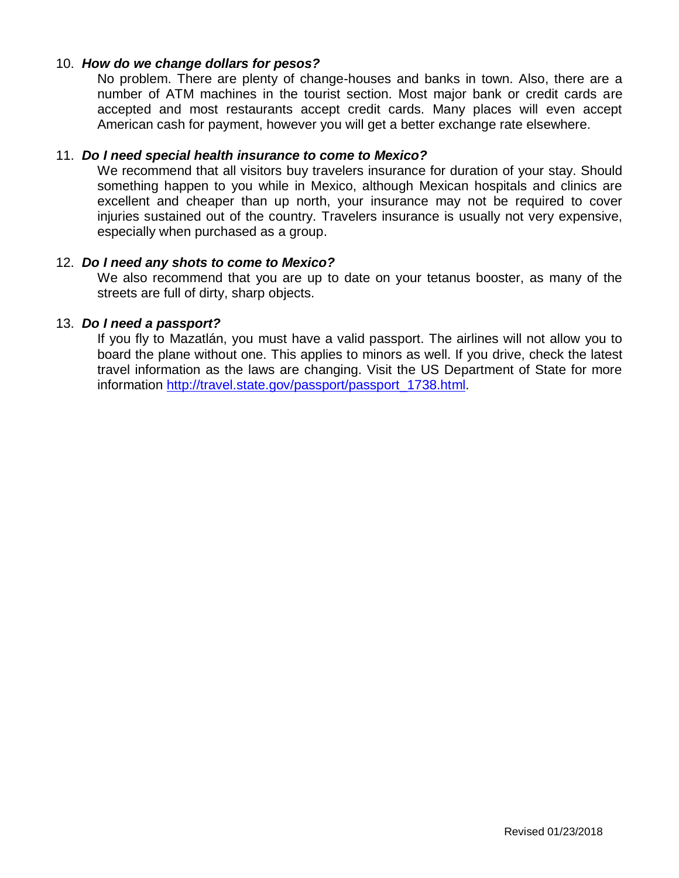10. ***How do we change dollars for pesos?***

    No problem. There are plenty of change-houses and banks in town. Also, there are a number of ATM machines in the tourist section. Most major bank or credit cards are accepted and most restaurants accept credit cards. Many places will even accept American cash for payment, however you will get a better exchange rate elsewhere.

11. ***Do I need special health insurance to come to Mexico?***

    We recommend that all visitors buy travelers insurance for duration of your stay. Should something happen to you while in Mexico, although Mexican hospitals and clinics are excellent and cheaper than up north, your insurance may not be required to cover injuries sustained out of the country. Travelers insurance is usually not very expensive, especially when purchased as a group.

12. ***Do I need any shots to come to Mexico?***

    We also recommend that you are up to date on your tetanus booster, as many of the streets are full of dirty, sharp objects.

13. ***Do I need a passport?***

    If you fly to Mazatlán, you must have a valid passport. The airlines will not allow you to board the plane without one. This applies to minors as well. If you drive, check the latest travel information as the laws are changing. Visit the US Department of State for more information [http://travel.state.gov/passport/passport_1738.html](http://travel.state.gov/passport/passport_1738.html).

Revised 01/23/2018